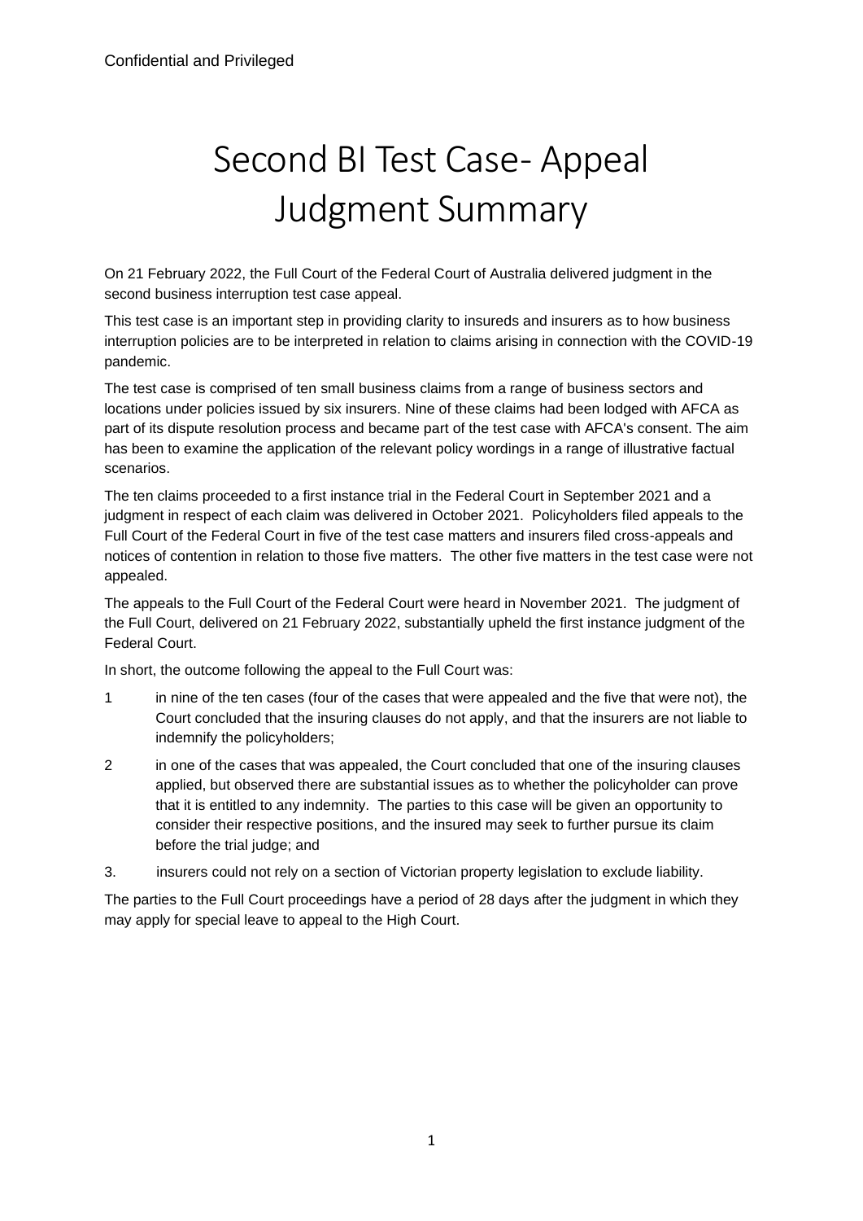Confidential and Privileged

# Second BI Test Case- Appeal Judgment Summary

On 21 February 2022, the Full Court of the Federal Court of Australia delivered judgment in the second business interruption test case appeal.

This test case is an important step in providing clarity to insureds and insurers as to how business interruption policies are to be interpreted in relation to claims arising in connection with the COVID-19 pandemic.

The test case is comprised of ten small business claims from a range of business sectors and locations under policies issued by six insurers. Nine of these claims had been lodged with AFCA as part of its dispute resolution process and became part of the test case with AFCA's consent. The aim has been to examine the application of the relevant policy wordings in a range of illustrative factual scenarios.

The ten claims proceeded to a first instance trial in the Federal Court in September 2021 and a judgment in respect of each claim was delivered in October 2021. Policyholders filed appeals to the Full Court of the Federal Court in five of the test case matters and insurers filed cross-appeals and notices of contention in relation to those five matters. The other five matters in the test case were not appealed.

The appeals to the Full Court of the Federal Court were heard in November 2021. The judgment of the Full Court, delivered on 21 February 2022, substantially upheld the first instance judgment of the Federal Court.

In short, the outcome following the appeal to the Full Court was:

1. in nine of the ten cases (four of the cases that were appealed and the five that were not), the Court concluded that the insuring clauses do not apply, and that the insurers are not liable to indemnify the policyholders;
2. in one of the cases that was appealed, the Court concluded that one of the insuring clauses applied, but observed there are substantial issues as to whether the policyholder can prove that it is entitled to any indemnity. The parties to this case will be given an opportunity to consider their respective positions, and the insured may seek to further pursue its claim before the trial judge; and
3. insurers could not rely on a section of Victorian property legislation to exclude liability.

The parties to the Full Court proceedings have a period of 28 days after the judgment in which they may apply for special leave to appeal to the High Court.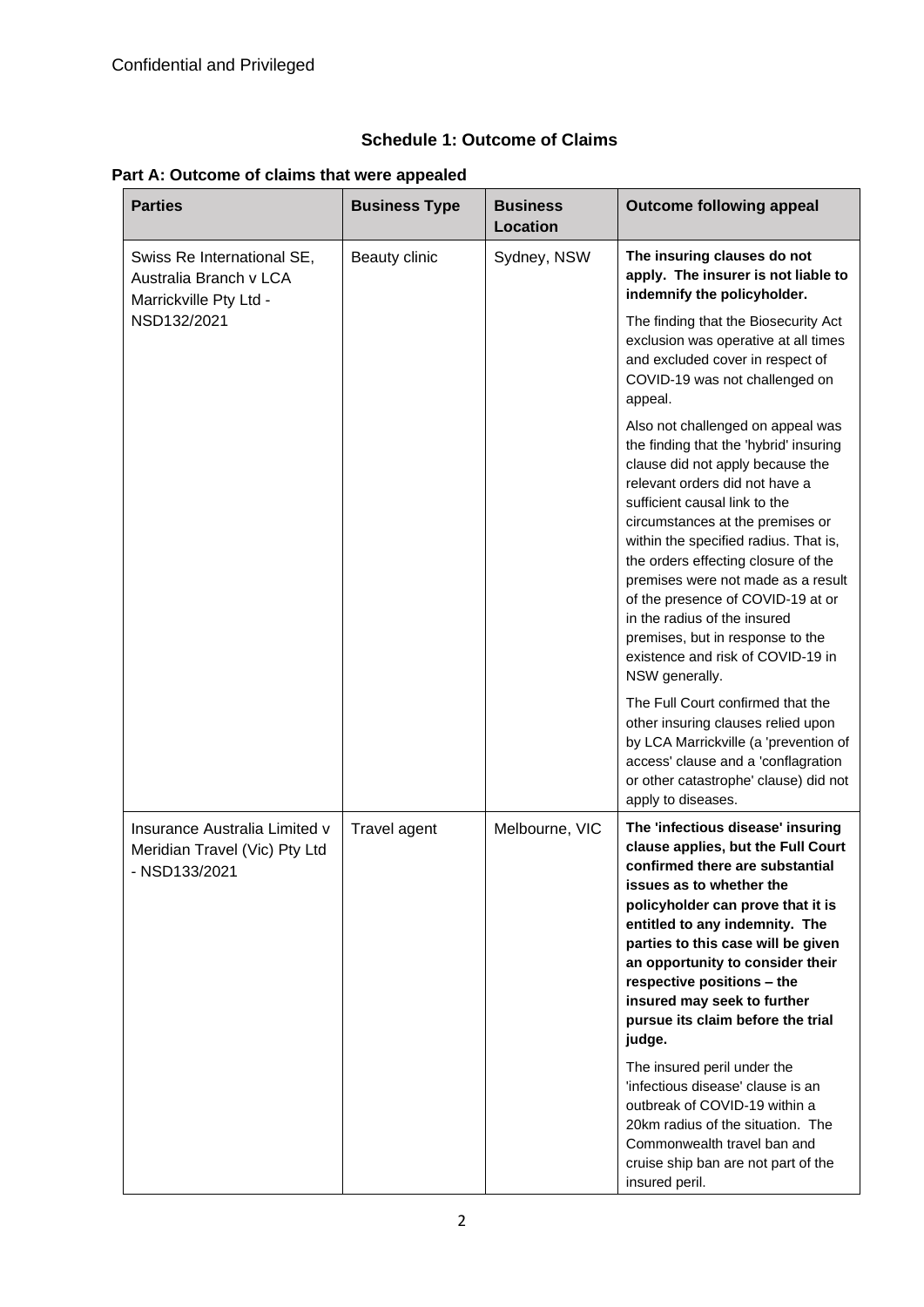Confidential and Privileged

## Schedule 1: Outcome of Claims

### Part A: Outcome of claims that were appealed

| Parties | Business Type | Business Location | Outcome following appeal |
|---|---|---|---|
| Swiss Re International SE, Australia Branch v LCA Marrickville Pty Ltd - NSD132/2021 | Beauty clinic | Sydney, NSW | **The insuring clauses do not apply. The insurer is not liable to indemnify the policyholder.**<br><br>The finding that the Biosecurity Act exclusion was operative at all times and excluded cover in respect of COVID-19 was not challenged on appeal.<br><br>Also not challenged on appeal was the finding that the 'hybrid' insuring clause did not apply because the relevant orders did not have a sufficient causal link to the circumstances at the premises or within the specified radius. That is, the orders effecting closure of the premises were not made as a result of the presence of COVID-19 at or in the radius of the insured premises, but in response to the existence and risk of COVID-19 in NSW generally.<br><br>The Full Court confirmed that the other insuring clauses relied upon by LCA Marrickville (a 'prevention of access' clause and a 'conflagration or other catastrophe' clause) did not apply to diseases. |
| Insurance Australia Limited v Meridian Travel (Vic) Pty Ltd - NSD133/2021 | Travel agent | Melbourne, VIC | **The 'infectious disease' insuring clause applies, but the Full Court confirmed there are substantial issues as to whether the policyholder can prove that it is entitled to any indemnity. The parties to this case will be given an opportunity to consider their respective positions – the insured may seek to further pursue its claim before the trial judge.**<br><br>The insured peril under the 'infectious disease' clause is an outbreak of COVID-19 within a 20km radius of the situation. The Commonwealth travel ban and cruise ship ban are not part of the insured peril. |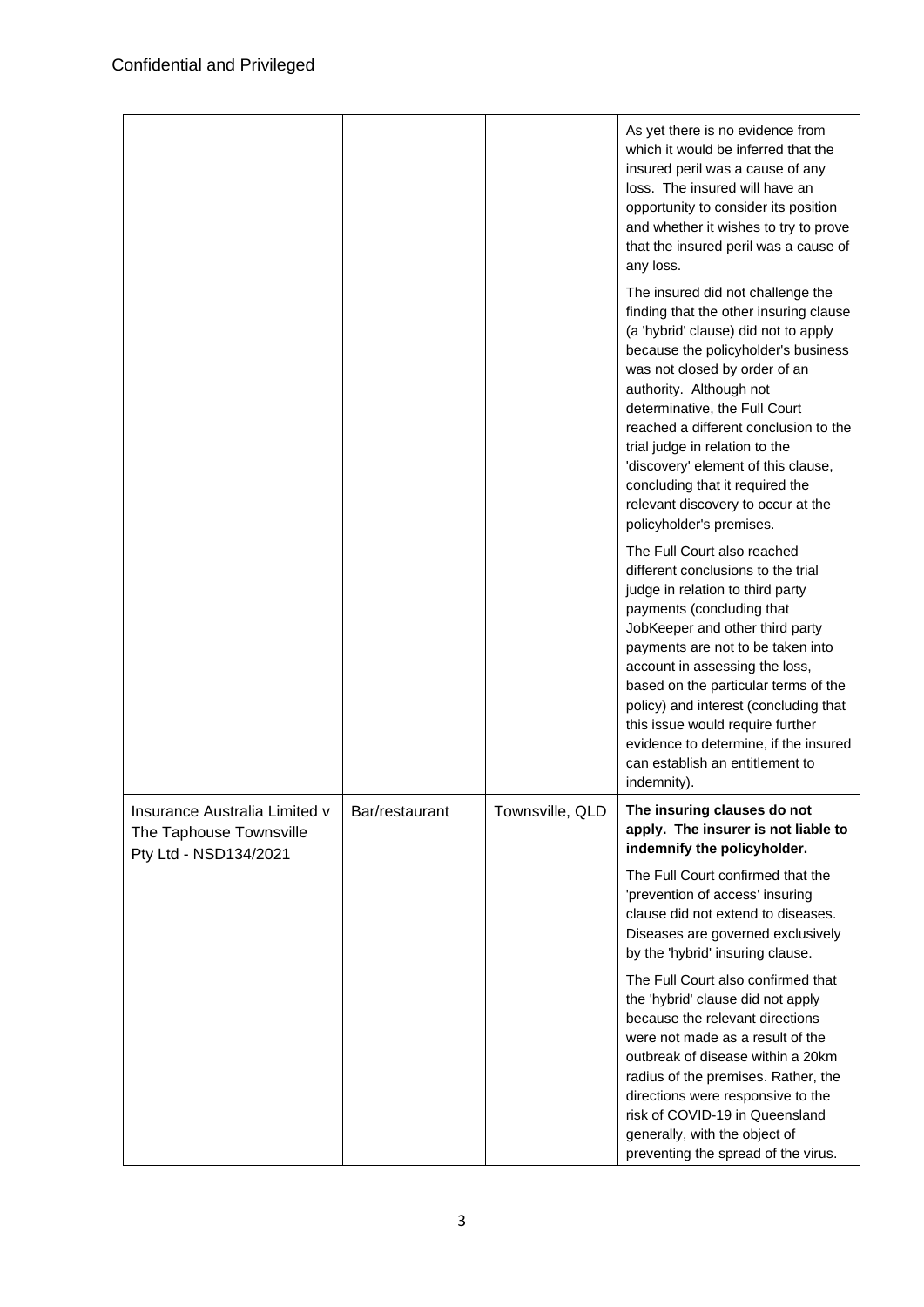Confidential and Privileged

| | | | |
|---|---|---|---|
| | | | As yet there is no evidence from which it would be inferred that the insured peril was a cause of any loss. The insured will have an opportunity to consider its position and whether it wishes to try to prove that the insured peril was a cause of any loss.<br><br>The insured did not challenge the finding that the other insuring clause (a 'hybrid' clause) did not to apply because the policyholder's business was not closed by order of an authority. Although not determinative, the Full Court reached a different conclusion to the trial judge in relation to the 'discovery' element of this clause, concluding that it required the relevant discovery to occur at the policyholder's premises.<br><br>The Full Court also reached different conclusions to the trial judge in relation to third party payments (concluding that JobKeeper and other third party payments are not to be taken into account in assessing the loss, based on the particular terms of the policy) and interest (concluding that this issue would require further evidence to determine, if the insured can establish an entitlement to indemnity). |
| Insurance Australia Limited v The Taphouse Townsville Pty Ltd - NSD134/2021 | Bar/restaurant | Townsville, QLD | **The insuring clauses do not apply. The insurer is not liable to indemnify the policyholder.**<br><br>The Full Court confirmed that the 'prevention of access' insuring clause did not extend to diseases. Diseases are governed exclusively by the 'hybrid' insuring clause.<br><br>The Full Court also confirmed that the 'hybrid' clause did not apply because the relevant directions were not made as a result of the outbreak of disease within a 20km radius of the premises. Rather, the directions were responsive to the risk of COVID-19 in Queensland generally, with the object of preventing the spread of the virus. |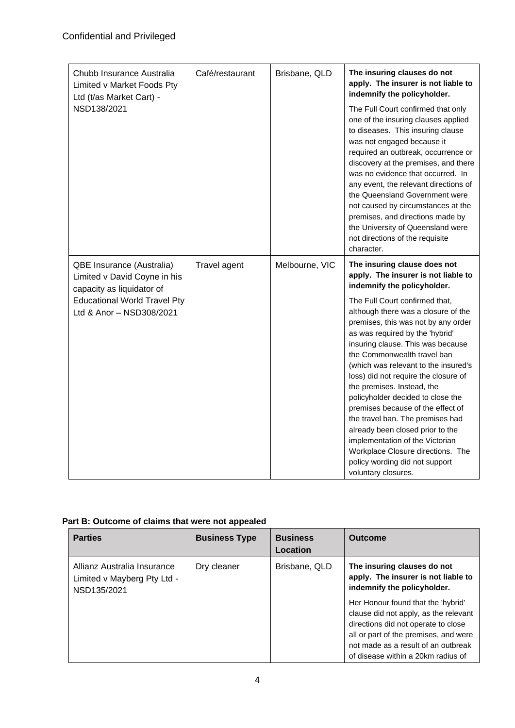| | | | |
|---|---|---|---|
| Chubb Insurance Australia Limited v Market Foods Pty Ltd (t/as Market Cart) - NSD138/2021 | Café/restaurant | Brisbane, QLD | **The insuring clauses do not apply. The insurer is not liable to indemnify the policyholder.** The Full Court confirmed that only one of the insuring clauses applied to diseases. This insuring clause was not engaged because it required an outbreak, occurrence or discovery at the premises, and there was no evidence that occurred. In any event, the relevant directions of the Queensland Government were not caused by circumstances at the premises, and directions made by the University of Queensland were not directions of the requisite character. |
| QBE Insurance (Australia) Limited v David Coyne in his capacity as liquidator of Educational World Travel Pty Ltd & Anor – NSD308/2021 | Travel agent | Melbourne, VIC | **The insuring clause does not apply. The insurer is not liable to indemnify the policyholder.** The Full Court confirmed that, although there was a closure of the premises, this was not by any order as was required by the 'hybrid' insuring clause. This was because the Commonwealth travel ban (which was relevant to the insured's loss) did not require the closure of the premises. Instead, the policyholder decided to close the premises because of the effect of the travel ban. The premises had already been closed prior to the implementation of the Victorian Workplace Closure directions. The policy wording did not support voluntary closures. |

**Part B: Outcome of claims that were not appealed**

| Parties | Business Type | Business Location | Outcome |
|---|---|---|---|
| Allianz Australia Insurance Limited v Mayberg Pty Ltd - NSD135/2021 | Dry cleaner | Brisbane, QLD | **The insuring clauses do not apply. The insurer is not liable to indemnify the policyholder.** Her Honour found that the 'hybrid' clause did not apply, as the relevant directions did not operate to close all or part of the premises, and were not made as a result of an outbreak of disease within a 20km radius of |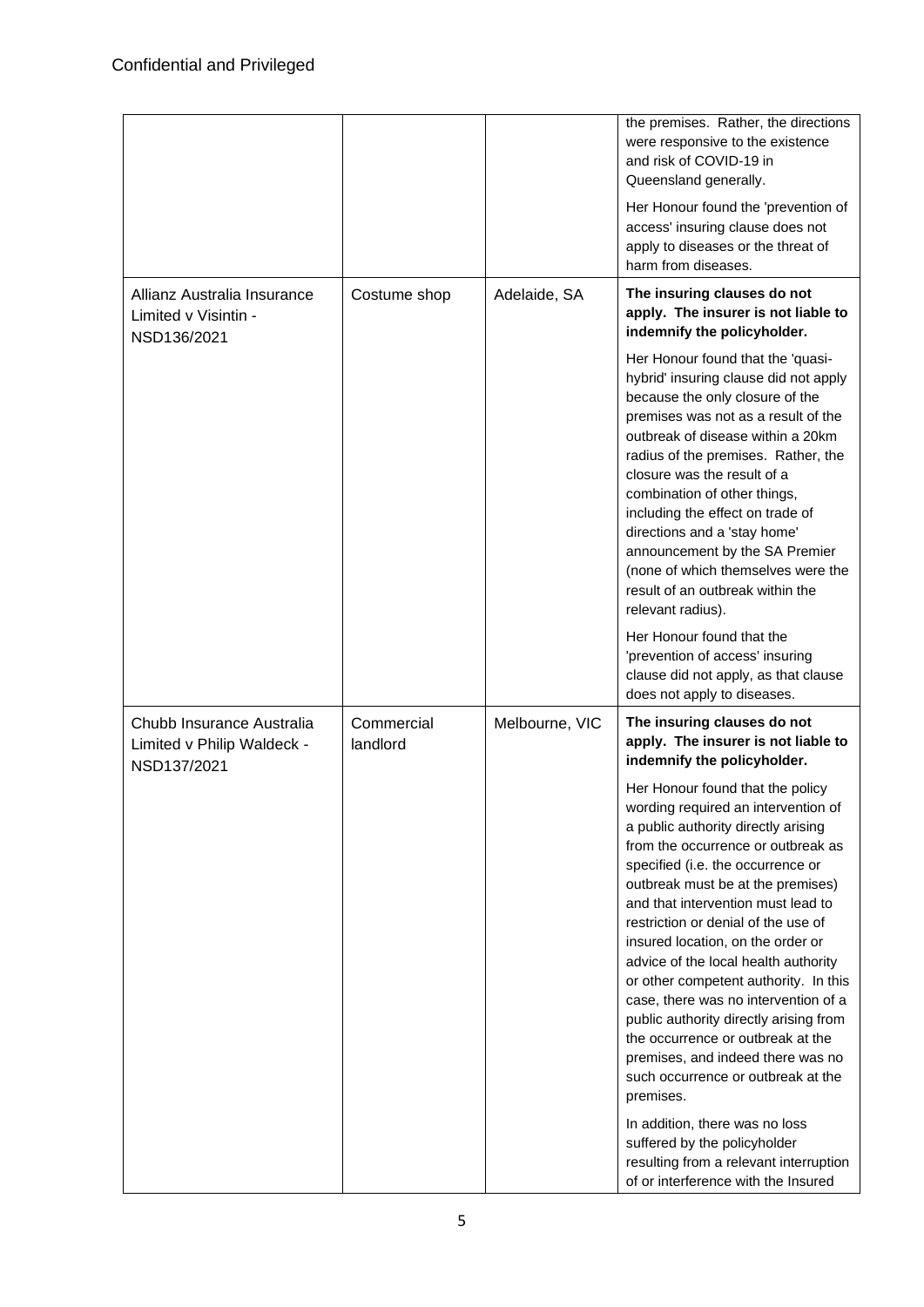| | | | |
|---|---|---|---|
| | | | the premises. Rather, the directions were responsive to the existence and risk of COVID-19 in Queensland generally.<br><br>Her Honour found the 'prevention of access' insuring clause does not apply to diseases or the threat of harm from diseases. |
| Allianz Australia Insurance Limited v Visintin - NSD136/2021 | Costume shop | Adelaide, SA | **The insuring clauses do not apply. The insurer is not liable to indemnify the policyholder.**<br><br>Her Honour found that the 'quasi-hybrid' insuring clause did not apply because the only closure of the premises was not as a result of the outbreak of disease within a 20km radius of the premises. Rather, the closure was the result of a combination of other things, including the effect on trade of directions and a 'stay home' announcement by the SA Premier (none of which themselves were the result of an outbreak within the relevant radius).<br><br>Her Honour found that the 'prevention of access' insuring clause did not apply, as that clause does not apply to diseases. |
| Chubb Insurance Australia Limited v Philip Waldeck - NSD137/2021 | Commercial landlord | Melbourne, VIC | **The insuring clauses do not apply. The insurer is not liable to indemnify the policyholder.**<br><br>Her Honour found that the policy wording required an intervention of a public authority directly arising from the occurrence or outbreak as specified (i.e. the occurrence or outbreak must be at the premises) and that intervention must lead to restriction or denial of the use of insured location, on the order or advice of the local health authority or other competent authority. In this case, there was no intervention of a public authority directly arising from the occurrence or outbreak at the premises, and indeed there was no such occurrence or outbreak at the premises.<br><br>In addition, there was no loss suffered by the policyholder resulting from a relevant interruption of or interference with the Insured |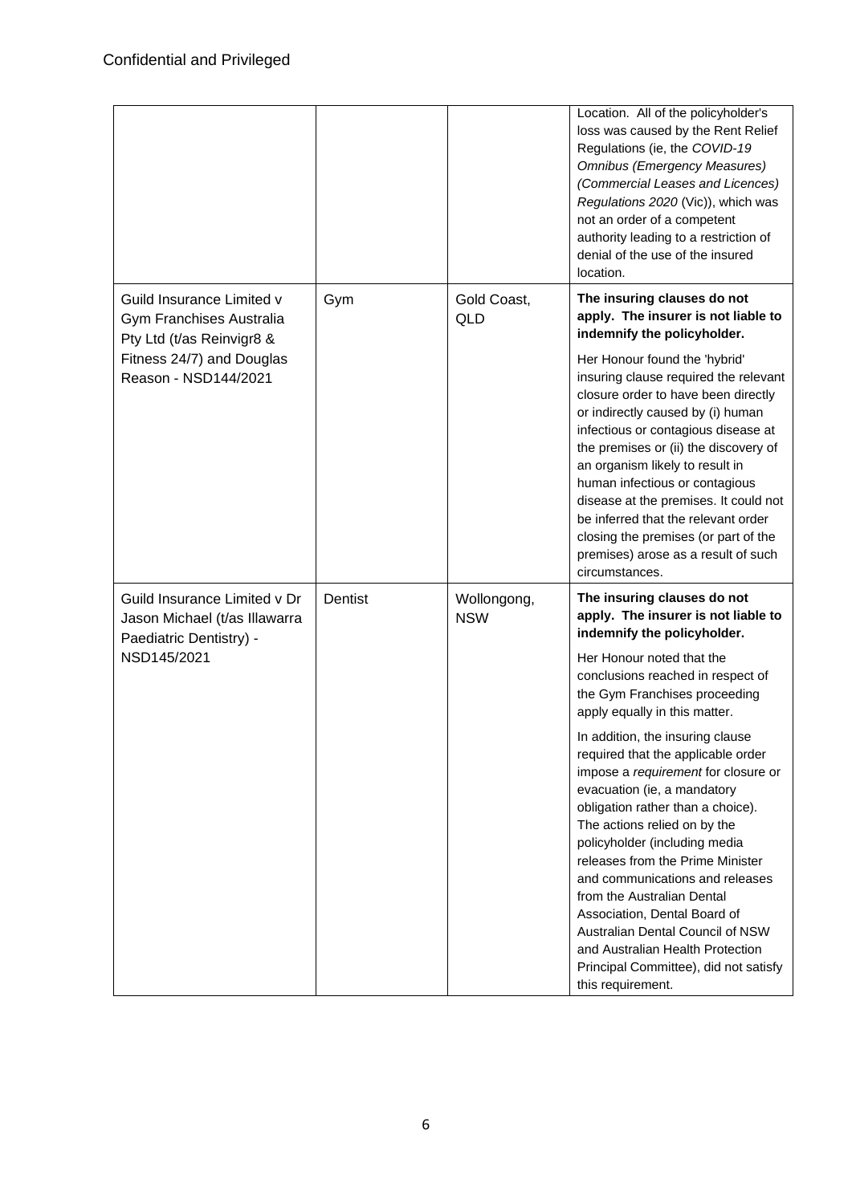| | | | |
|---|---|---|---|
| | | | Location. All of the policyholder's loss was caused by the Rent Relief Regulations (ie, the *COVID-19 Omnibus (Emergency Measures) (Commercial Leases and Licences) Regulations 2020* (Vic)), which was not an order of a competent authority leading to a restriction of denial of the use of the insured location. |
| Guild Insurance Limited v Gym Franchises Australia Pty Ltd (t/as Reinvigr8 & Fitness 24/7) and Douglas Reason - NSD144/2021 | Gym | Gold Coast, QLD | **The insuring clauses do not apply. The insurer is not liable to indemnify the policyholder.**<br><br>Her Honour found the 'hybrid' insuring clause required the relevant closure order to have been directly or indirectly caused by (i) human infectious or contagious disease at the premises or (ii) the discovery of an organism likely to result in human infectious or contagious disease at the premises. It could not be inferred that the relevant order closing the premises (or part of the premises) arose as a result of such circumstances. |
| Guild Insurance Limited v Dr Jason Michael (t/as Illawarra Paediatric Dentistry) - NSD145/2021 | Dentist | Wollongong, NSW | **The insuring clauses do not apply. The insurer is not liable to indemnify the policyholder.**<br><br>Her Honour noted that the conclusions reached in respect of the Gym Franchises proceeding apply equally in this matter.<br><br>In addition, the insuring clause required that the applicable order impose a *requirement* for closure or evacuation (ie, a mandatory obligation rather than a choice). The actions relied on by the policyholder (including media releases from the Prime Minister and communications and releases from the Australian Dental Association, Dental Board of Australian Dental Council of NSW and Australian Health Protection Principal Committee), did not satisfy this requirement. |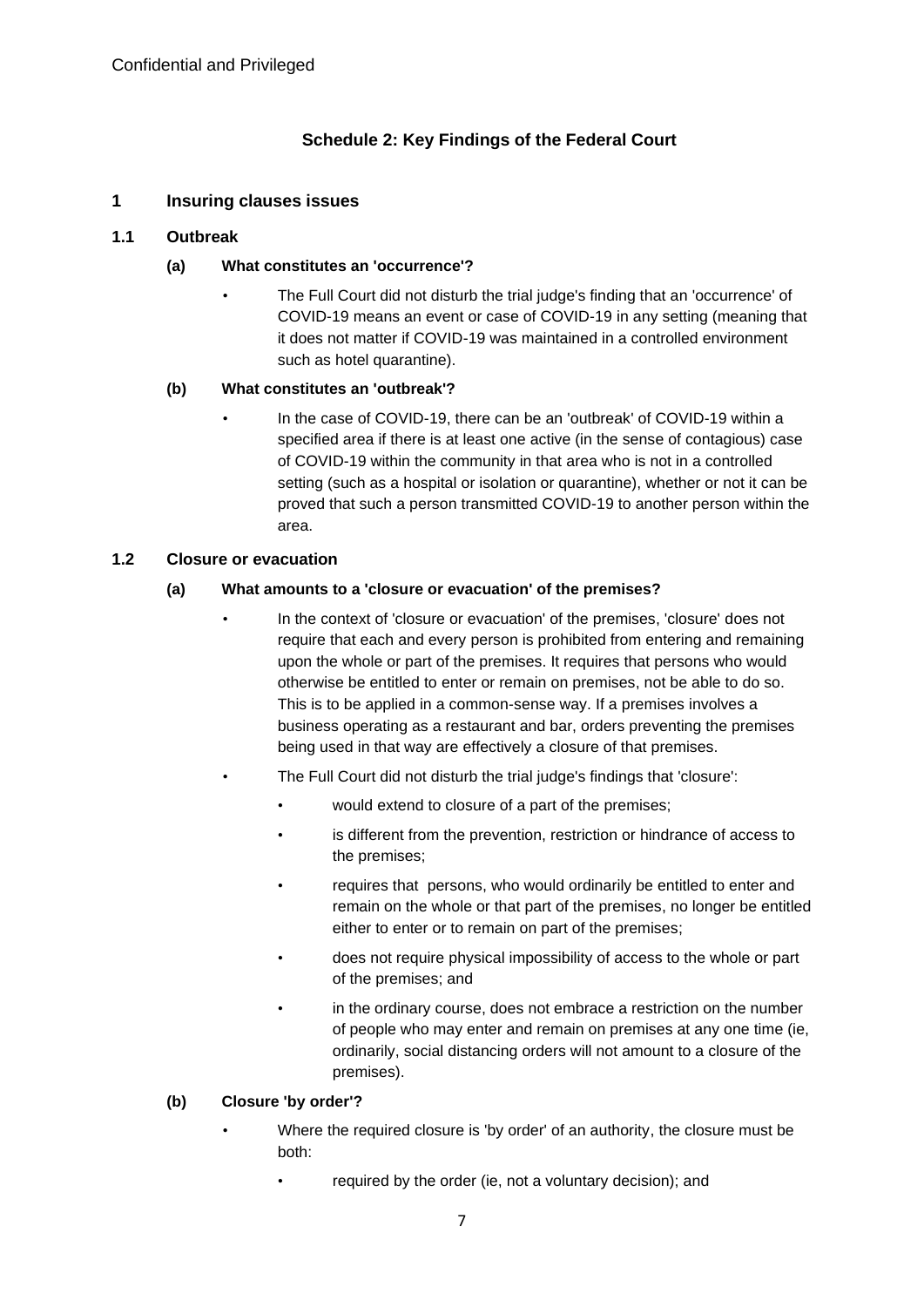## Schedule 2: Key Findings of the Federal Court

### 1 Insuring clauses issues

#### 1.1 Outbreak

**(a) What constitutes an 'occurrence'?**

- The Full Court did not disturb the trial judge's finding that an 'occurrence' of COVID-19 means an event or case of COVID-19 in any setting (meaning that it does not matter if COVID-19 was maintained in a controlled environment such as hotel quarantine).

**(b) What constitutes an 'outbreak'?**

- In the case of COVID-19, there can be an 'outbreak' of COVID-19 within a specified area if there is at least one active (in the sense of contagious) case of COVID-19 within the community in that area who is not in a controlled setting (such as a hospital or isolation or quarantine), whether or not it can be proved that such a person transmitted COVID-19 to another person within the area.

#### 1.2 Closure or evacuation

**(a) What amounts to a 'closure or evacuation' of the premises?**

- In the context of 'closure or evacuation' of the premises, 'closure' does not require that each and every person is prohibited from entering and remaining upon the whole or part of the premises. It requires that persons who would otherwise be entitled to enter or remain on premises, not be able to do so. This is to be applied in a common-sense way. If a premises involves a business operating as a restaurant and bar, orders preventing the premises being used in that way are effectively a closure of that premises.
- The Full Court did not disturb the trial judge's findings that 'closure':
  - would extend to closure of a part of the premises;
  - is different from the prevention, restriction or hindrance of access to the premises;
  - requires that persons, who would ordinarily be entitled to enter and remain on the whole or that part of the premises, no longer be entitled either to enter or to remain on part of the premises;
  - does not require physical impossibility of access to the whole or part of the premises; and
  - in the ordinary course, does not embrace a restriction on the number of people who may enter and remain on premises at any one time (ie, ordinarily, social distancing orders will not amount to a closure of the premises).

**(b) Closure 'by order'?**

- Where the required closure is 'by order' of an authority, the closure must be both:
  - required by the order (ie, not a voluntary decision); and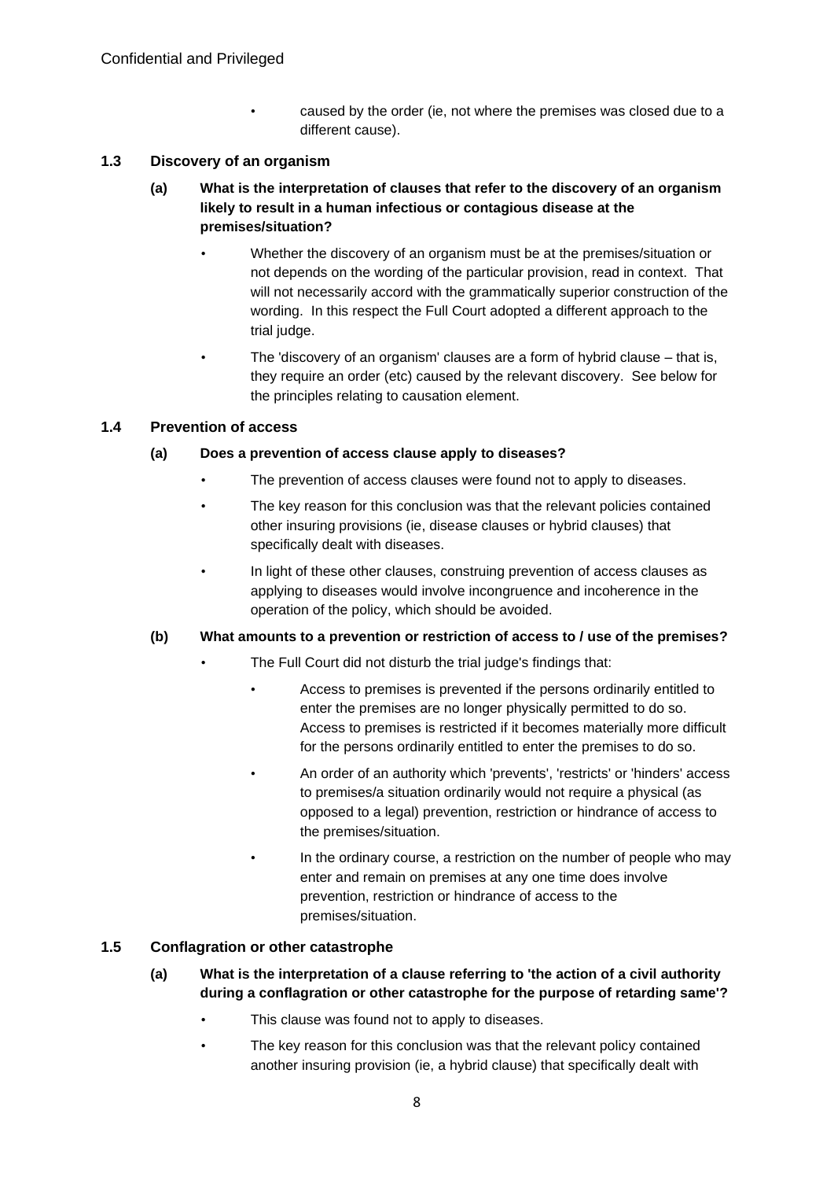- caused by the order (ie, not where the premises was closed due to a different cause).

### 1.3 Discovery of an organism

**(a) What is the interpretation of clauses that refer to the discovery of an organism likely to result in a human infectious or contagious disease at the premises/situation?**

- Whether the discovery of an organism must be at the premises/situation or not depends on the wording of the particular provision, read in context. That will not necessarily accord with the grammatically superior construction of the wording. In this respect the Full Court adopted a different approach to the trial judge.
- The 'discovery of an organism' clauses are a form of hybrid clause – that is, they require an order (etc) caused by the relevant discovery. See below for the principles relating to causation element.

### 1.4 Prevention of access

**(a) Does a prevention of access clause apply to diseases?**

- The prevention of access clauses were found not to apply to diseases.
- The key reason for this conclusion was that the relevant policies contained other insuring provisions (ie, disease clauses or hybrid clauses) that specifically dealt with diseases.
- In light of these other clauses, construing prevention of access clauses as applying to diseases would involve incongruence and incoherence in the operation of the policy, which should be avoided.

**(b) What amounts to a prevention or restriction of access to / use of the premises?**

- The Full Court did not disturb the trial judge's findings that:
  - Access to premises is prevented if the persons ordinarily entitled to enter the premises are no longer physically permitted to do so. Access to premises is restricted if it becomes materially more difficult for the persons ordinarily entitled to enter the premises to do so.
  - An order of an authority which 'prevents', 'restricts' or 'hinders' access to premises/a situation ordinarily would not require a physical (as opposed to a legal) prevention, restriction or hindrance of access to the premises/situation.
  - In the ordinary course, a restriction on the number of people who may enter and remain on premises at any one time does involve prevention, restriction or hindrance of access to the premises/situation.

### 1.5 Conflagration or other catastrophe

**(a) What is the interpretation of a clause referring to 'the action of a civil authority during a conflagration or other catastrophe for the purpose of retarding same'?**

- This clause was found not to apply to diseases.
- The key reason for this conclusion was that the relevant policy contained another insuring provision (ie, a hybrid clause) that specifically dealt with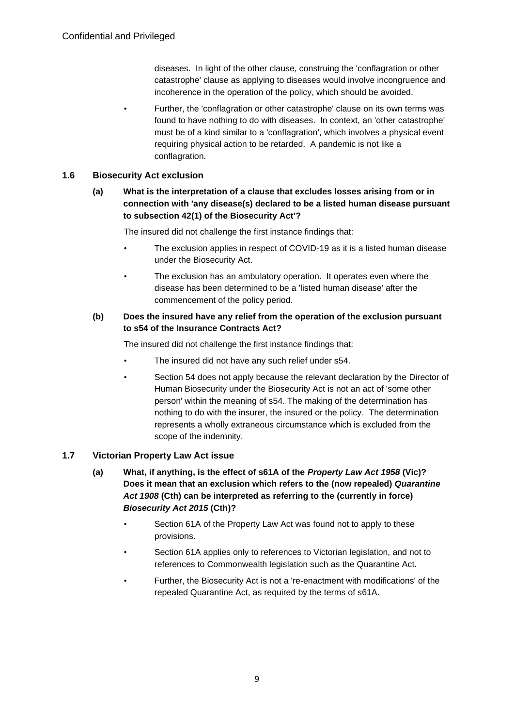diseases. In light of the other clause, construing the 'conflagration or other catastrophe' clause as applying to diseases would involve incongruence and incoherence in the operation of the policy, which should be avoided.

- Further, the 'conflagration or other catastrophe' clause on its own terms was found to have nothing to do with diseases. In context, an 'other catastrophe' must be of a kind similar to a 'conflagration', which involves a physical event requiring physical action to be retarded. A pandemic is not like a conflagration.

### 1.6 Biosecurity Act exclusion

**(a) What is the interpretation of a clause that excludes losses arising from or in connection with 'any disease(s) declared to be a listed human disease pursuant to subsection 42(1) of the Biosecurity Act'?**

The insured did not challenge the first instance findings that:

- The exclusion applies in respect of COVID-19 as it is a listed human disease under the Biosecurity Act.
- The exclusion has an ambulatory operation. It operates even where the disease has been determined to be a 'listed human disease' after the commencement of the policy period.

**(b) Does the insured have any relief from the operation of the exclusion pursuant to s54 of the Insurance Contracts Act?**

The insured did not challenge the first instance findings that:

- The insured did not have any such relief under s54.
- Section 54 does not apply because the relevant declaration by the Director of Human Biosecurity under the Biosecurity Act is not an act of 'some other person' within the meaning of s54. The making of the determination has nothing to do with the insurer, the insured or the policy. The determination represents a wholly extraneous circumstance which is excluded from the scope of the indemnity.

### 1.7 Victorian Property Law Act issue

**(a) What, if anything, is the effect of s61A of the *Property Law Act 1958* (Vic)? Does it mean that an exclusion which refers to the (now repealed) *Quarantine Act 1908* (Cth) can be interpreted as referring to the (currently in force) *Biosecurity Act 2015* (Cth)?**

- Section 61A of the Property Law Act was found not to apply to these provisions.
- Section 61A applies only to references to Victorian legislation, and not to references to Commonwealth legislation such as the Quarantine Act.
- Further, the Biosecurity Act is not a 're-enactment with modifications' of the repealed Quarantine Act, as required by the terms of s61A.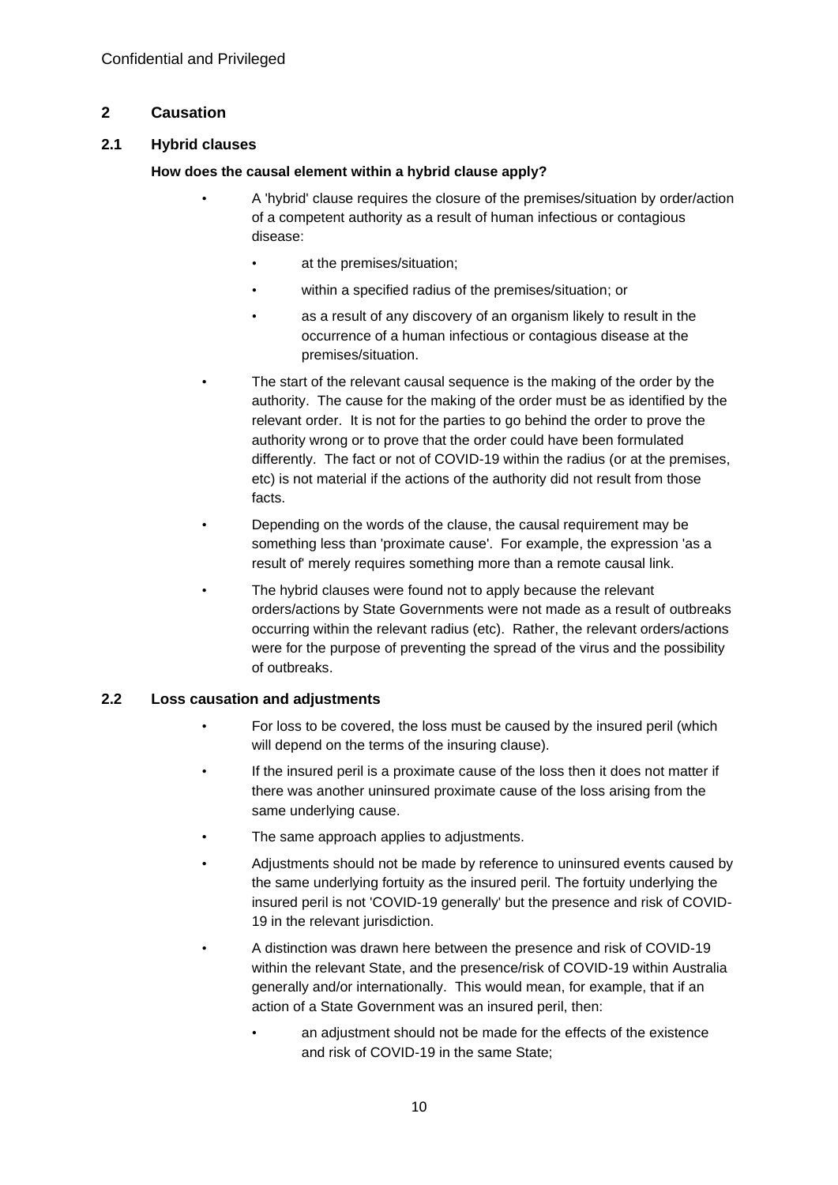## 2 Causation

### 2.1 Hybrid clauses

**How does the causal element within a hybrid clause apply?**

- A 'hybrid' clause requires the closure of the premises/situation by order/action of a competent authority as a result of human infectious or contagious disease:
  - at the premises/situation;
  - within a specified radius of the premises/situation; or
  - as a result of any discovery of an organism likely to result in the occurrence of a human infectious or contagious disease at the premises/situation.
- The start of the relevant causal sequence is the making of the order by the authority. The cause for the making of the order must be as identified by the relevant order. It is not for the parties to go behind the order to prove the authority wrong or to prove that the order could have been formulated differently. The fact or not of COVID-19 within the radius (or at the premises, etc) is not material if the actions of the authority did not result from those facts.
- Depending on the words of the clause, the causal requirement may be something less than 'proximate cause'. For example, the expression 'as a result of' merely requires something more than a remote causal link.
- The hybrid clauses were found not to apply because the relevant orders/actions by State Governments were not made as a result of outbreaks occurring within the relevant radius (etc). Rather, the relevant orders/actions were for the purpose of preventing the spread of the virus and the possibility of outbreaks.

### 2.2 Loss causation and adjustments

- For loss to be covered, the loss must be caused by the insured peril (which will depend on the terms of the insuring clause).
- If the insured peril is a proximate cause of the loss then it does not matter if there was another uninsured proximate cause of the loss arising from the same underlying cause.
- The same approach applies to adjustments.
- Adjustments should not be made by reference to uninsured events caused by the same underlying fortuity as the insured peril. The fortuity underlying the insured peril is not 'COVID-19 generally' but the presence and risk of COVID-19 in the relevant jurisdiction.
- A distinction was drawn here between the presence and risk of COVID-19 within the relevant State, and the presence/risk of COVID-19 within Australia generally and/or internationally. This would mean, for example, that if an action of a State Government was an insured peril, then:
  - an adjustment should not be made for the effects of the existence and risk of COVID-19 in the same State;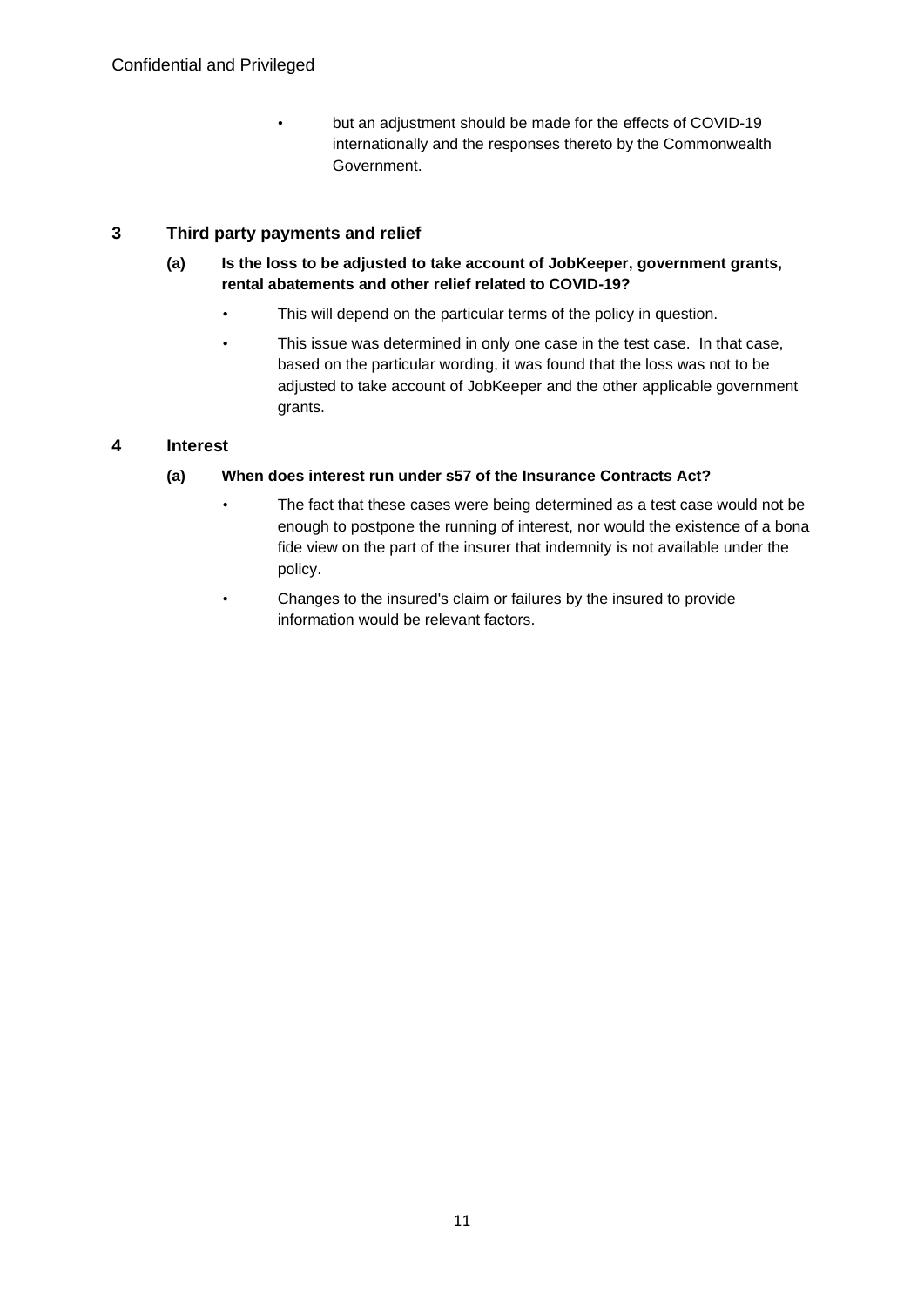- but an adjustment should be made for the effects of COVID-19 internationally and the responses thereto by the Commonwealth Government.

## 3 Third party payments and relief

### (a) Is the loss to be adjusted to take account of JobKeeper, government grants, rental abatements and other relief related to COVID-19?

- This will depend on the particular terms of the policy in question.
- This issue was determined in only one case in the test case. In that case, based on the particular wording, it was found that the loss was not to be adjusted to take account of JobKeeper and the other applicable government grants.

## 4 Interest

### (a) When does interest run under s57 of the Insurance Contracts Act?

- The fact that these cases were being determined as a test case would not be enough to postpone the running of interest, nor would the existence of a bona fide view on the part of the insurer that indemnity is not available under the policy.
- Changes to the insured's claim or failures by the insured to provide information would be relevant factors.